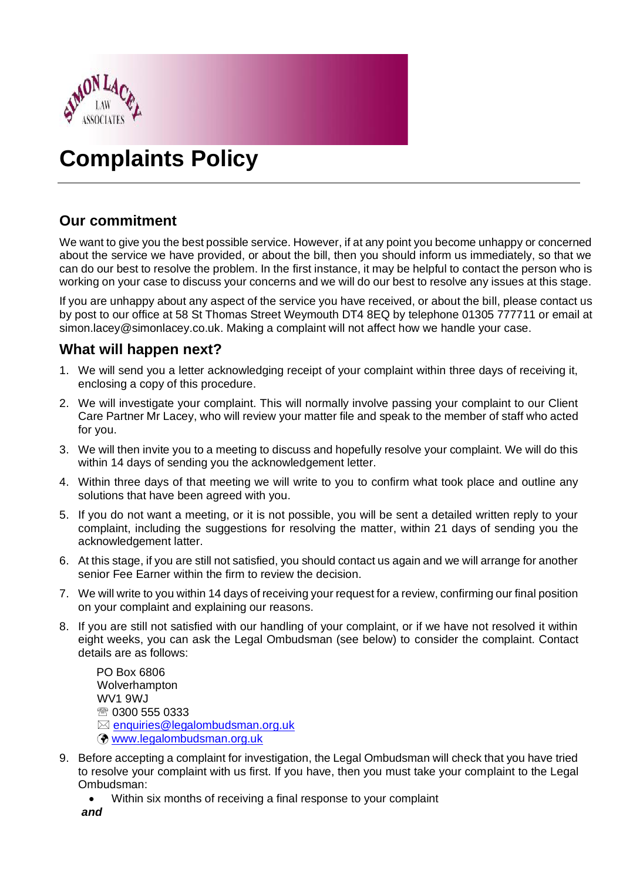# Complaints Policy

## Our commitment

We want to give you the best possible service. However, if at any point you become unhappy or concerned about the service we have provided, or about the bill, then you should inform us immediately, so that we can do our best to resolve the problem. In the first instance, it may be helpful to contact the person who is working on your case to discuss your concerns and we will do our best to resolve any issues at this stage.

If you are unhappy about any aspect of the service you have received, or about the bill, please contact us by post to our office at 58 St Thomas Street Weymouth DT4 8EQ by telephone 01305 777711 or email at simon.lacey@simonlacey.co.uk. Making a complaint will not affect how we handle your case.

## What will happen next?

1. We will send you a letter acknowledging receipt of your complaint within three days of receiving it, enclosing a copy of this procedure.
2. We will investigate your complaint. This will normally involve passing your complaint to our Client Care Partner Mr Lacey, who will review your matter file and speak to the member of staff who acted for you.
3. We will then invite you to a meeting to discuss and hopefully resolve your complaint. We will do this within 14 days of sending you the acknowledgement letter.
4. Within three days of that meeting we will write to you to confirm what took place and outline any solutions that have been agreed with you.
5. If you do not want a meeting, or it is not possible, you will be sent a detailed written reply to your complaint, including the suggestions for resolving the matter, within 21 days of sending you the acknowledgement latter.
6. At this stage, if you are still not satisfied, you should contact us again and we will arrange for another senior Fee Earner within the firm to review the decision.
7. We will write to you within 14 days of receiving your request for a review, confirming our final position on your complaint and explaining our reasons.
8. If you are still not satisfied with our handling of your complaint, or if we have not resolved it within eight weeks, you can ask the Legal Ombudsman (see below) to consider the complaint. Contact details are as follows:

   PO Box 6806
   Wolverhampton
   WV1 9WJ
   ☏ 0300 555 0333
   ✉ enquiries@legalombudsman.org.uk
   🌐 www.legalombudsman.org.uk

9. Before accepting a complaint for investigation, the Legal Ombudsman will check that you have tried to resolve your complaint with us first. If you have, then you must take your complaint to the Legal Ombudsman:
   - Within six months of receiving a final response to your complaint

   ***and***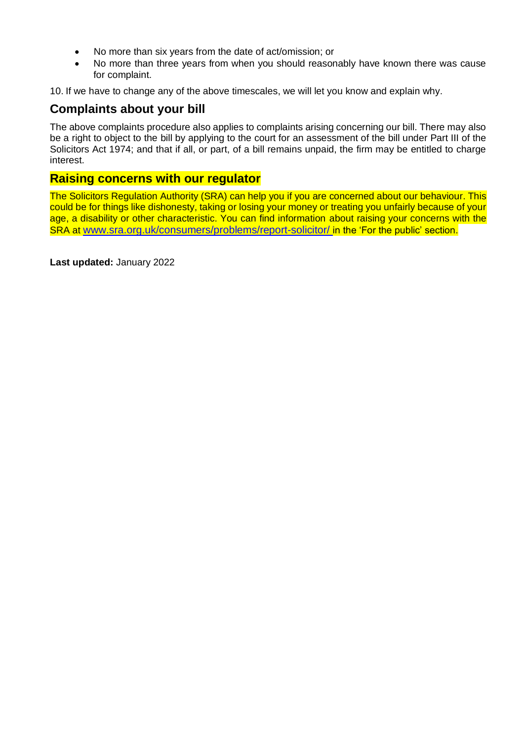- No more than six years from the date of act/omission; or
- No more than three years from when you should reasonably have known there was cause for complaint.

10. If we have to change any of the above timescales, we will let you know and explain why.

## Complaints about your bill

The above complaints procedure also applies to complaints arising concerning our bill. There may also be a right to object to the bill by applying to the court for an assessment of the bill under Part III of the Solicitors Act 1974; and that if all, or part, of a bill remains unpaid, the firm may be entitled to charge interest.

## Raising concerns with our regulator

The Solicitors Regulation Authority (SRA) can help you if you are concerned about our behaviour. This could be for things like dishonesty, taking or losing your money or treating you unfairly because of your age, a disability or other characteristic. You can find information about raising your concerns with the SRA at www.sra.org.uk/consumers/problems/report-solicitor/ in the 'For the public' section.

**Last updated:** January 2022